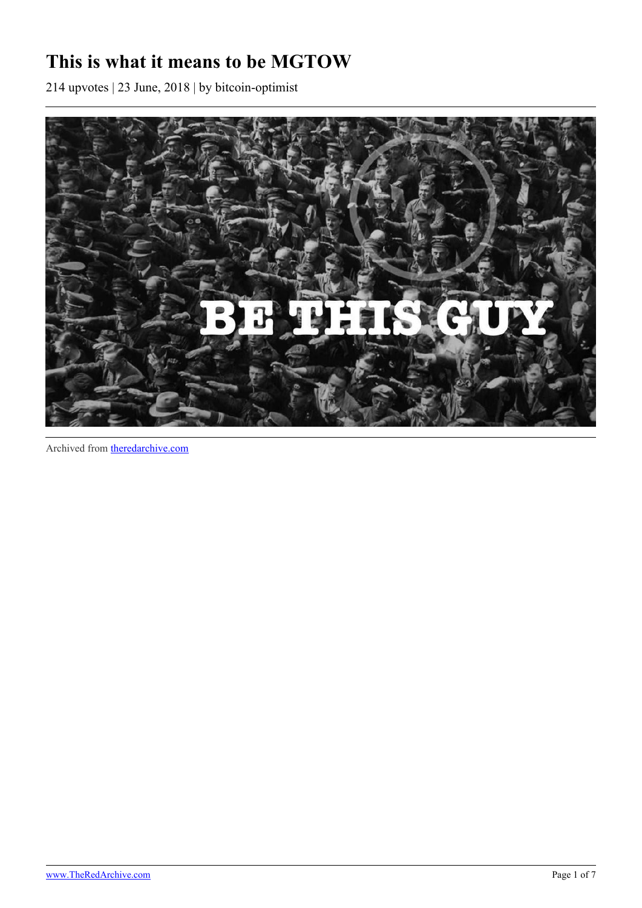# This is what it means to be MGTOW

214 upvotes | 23 June, 2018 | by bitcoin-optimist

BE THIS GUY

Archived from theredarchive.com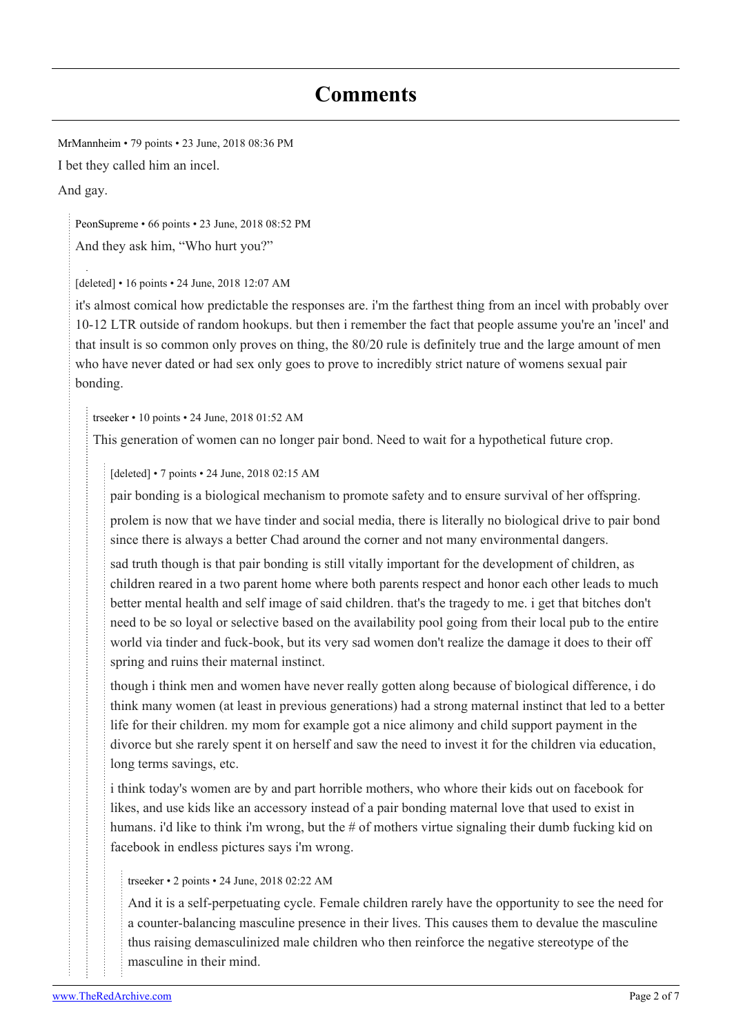# Comments

MrMannheim • 79 points • 23 June, 2018 08:36 PM

I bet they called him an incel.

And gay.

> PeonSupreme • 66 points • 23 June, 2018 08:52 PM
>
> And they ask him, "Who hurt you?"
>
> > [deleted] • 16 points • 24 June, 2018 12:07 AM
> >
> > it's almost comical how predictable the responses are. i'm the farthest thing from an incel with probably over 10-12 LTR outside of random hookups. but then i remember the fact that people assume you're an 'incel' and that insult is so common only proves on thing, the 80/20 rule is definitely true and the large amount of men who have never dated or had sex only goes to prove to incredibly strict nature of womens sexual pair bonding.
> >
> > > trseeker • 10 points • 24 June, 2018 01:52 AM
> > >
> > > This generation of women can no longer pair bond. Need to wait for a hypothetical future crop.
> > >
> > > > [deleted] • 7 points • 24 June, 2018 02:15 AM
> > > >
> > > > pair bonding is a biological mechanism to promote safety and to ensure survival of her offspring.
> > > >
> > > > prolem is now that we have tinder and social media, there is literally no biological drive to pair bond since there is always a better Chad around the corner and not many environmental dangers.
> > > >
> > > > sad truth though is that pair bonding is still vitally important for the development of children, as children reared in a two parent home where both parents respect and honor each other leads to much better mental health and self image of said children. that's the tragedy to me. i get that bitches don't need to be so loyal or selective based on the availability pool going from their local pub to the entire world via tinder and fuck-book, but its very sad women don't realize the damage it does to their off spring and ruins their maternal instinct.
> > > >
> > > > though i think men and women have never really gotten along because of biological difference, i do think many women (at least in previous generations) had a strong maternal instinct that led to a better life for their children. my mom for example got a nice alimony and child support payment in the divorce but she rarely spent it on herself and saw the need to invest it for the children via education, long terms savings, etc.
> > > >
> > > > i think today's women are by and part horrible mothers, who whore their kids out on facebook for likes, and use kids like an accessory instead of a pair bonding maternal love that used to exist in humans. i'd like to think i'm wrong, but the # of mothers virtue signaling their dumb fucking kid on facebook in endless pictures says i'm wrong.
> > > >
> > > > > trseeker • 2 points • 24 June, 2018 02:22 AM
> > > > >
> > > > > And it is a self-perpetuating cycle. Female children rarely have the opportunity to see the need for a counter-balancing masculine presence in their lives. This causes them to devalue the masculine thus raising demasculinized male children who then reinforce the negative stereotype of the masculine in their mind.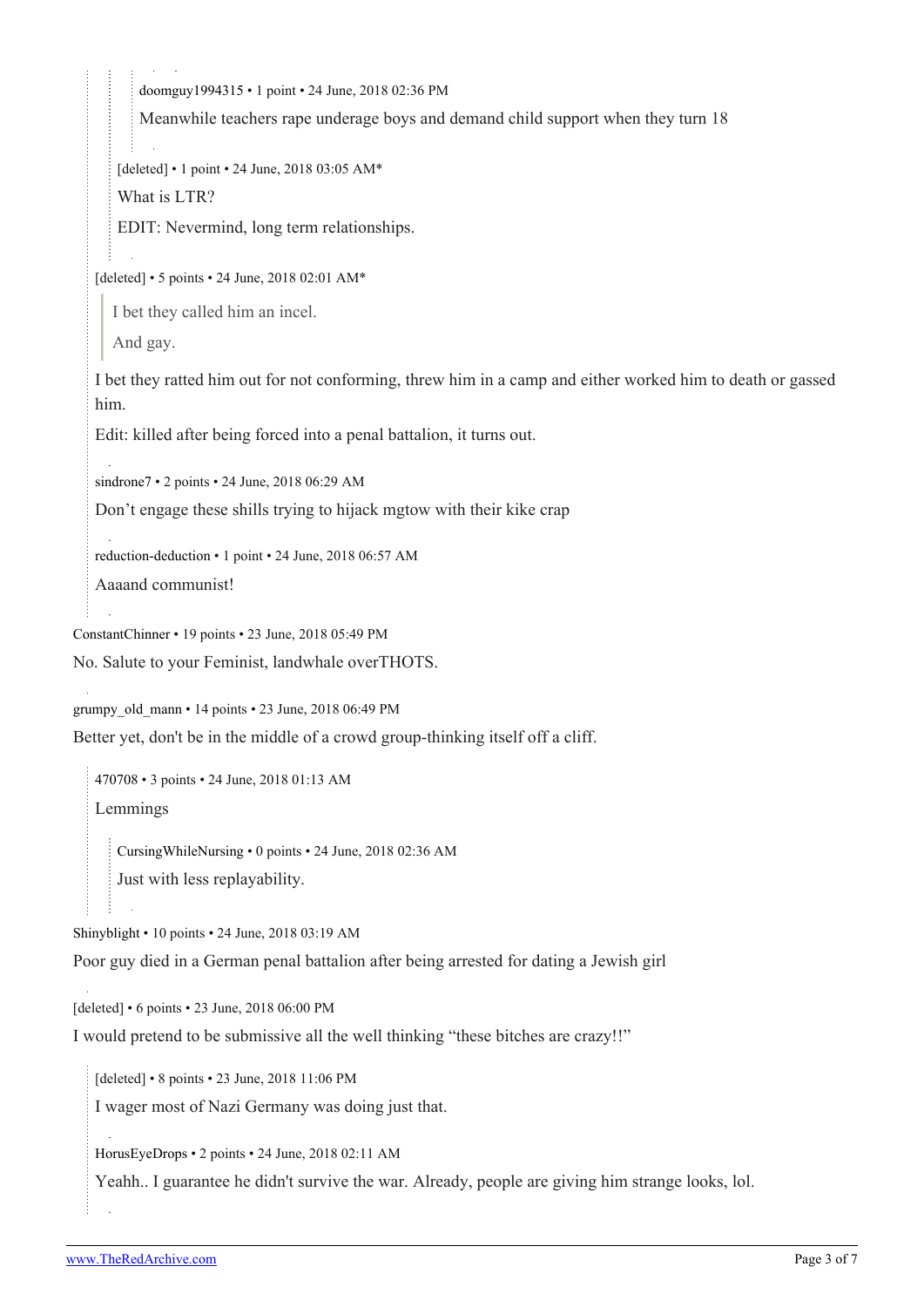doomguy1994315 • 1 point • 24 June, 2018 02:36 PM

Meanwhile teachers rape underage boys and demand child support when they turn 18

[deleted] • 1 point • 24 June, 2018 03:05 AM*

What is LTR?

EDIT: Nevermind, long term relationships.

[deleted] • 5 points • 24 June, 2018 02:01 AM*

> I bet they called him an incel.
>
> And gay.

I bet they ratted him out for not conforming, threw him in a camp and either worked him to death or gassed him.

Edit: killed after being forced into a penal battalion, it turns out.

sindrone7 • 2 points • 24 June, 2018 06:29 AM

Don't engage these shills trying to hijack mgtow with their kike crap

reduction-deduction • 1 point • 24 June, 2018 06:57 AM

Aaaand communist!

ConstantChinner • 19 points • 23 June, 2018 05:49 PM

No. Salute to your Feminist, landwhale overTHOTS.

grumpy_old_mann • 14 points • 23 June, 2018 06:49 PM

Better yet, don't be in the middle of a crowd group-thinking itself off a cliff.

470708 • 3 points • 24 June, 2018 01:13 AM

Lemmings

CursingWhileNursing • 0 points • 24 June, 2018 02:36 AM

Just with less replayability.

Shinyblight • 10 points • 24 June, 2018 03:19 AM

Poor guy died in a German penal battalion after being arrested for dating a Jewish girl

[deleted] • 6 points • 23 June, 2018 06:00 PM

I would pretend to be submissive all the well thinking "these bitches are crazy!!"

[deleted] • 8 points • 23 June, 2018 11:06 PM

I wager most of Nazi Germany was doing just that.

HorusEyeDrops • 2 points • 24 June, 2018 02:11 AM

Yeahh.. I guarantee he didn't survive the war. Already, people are giving him strange looks, lol.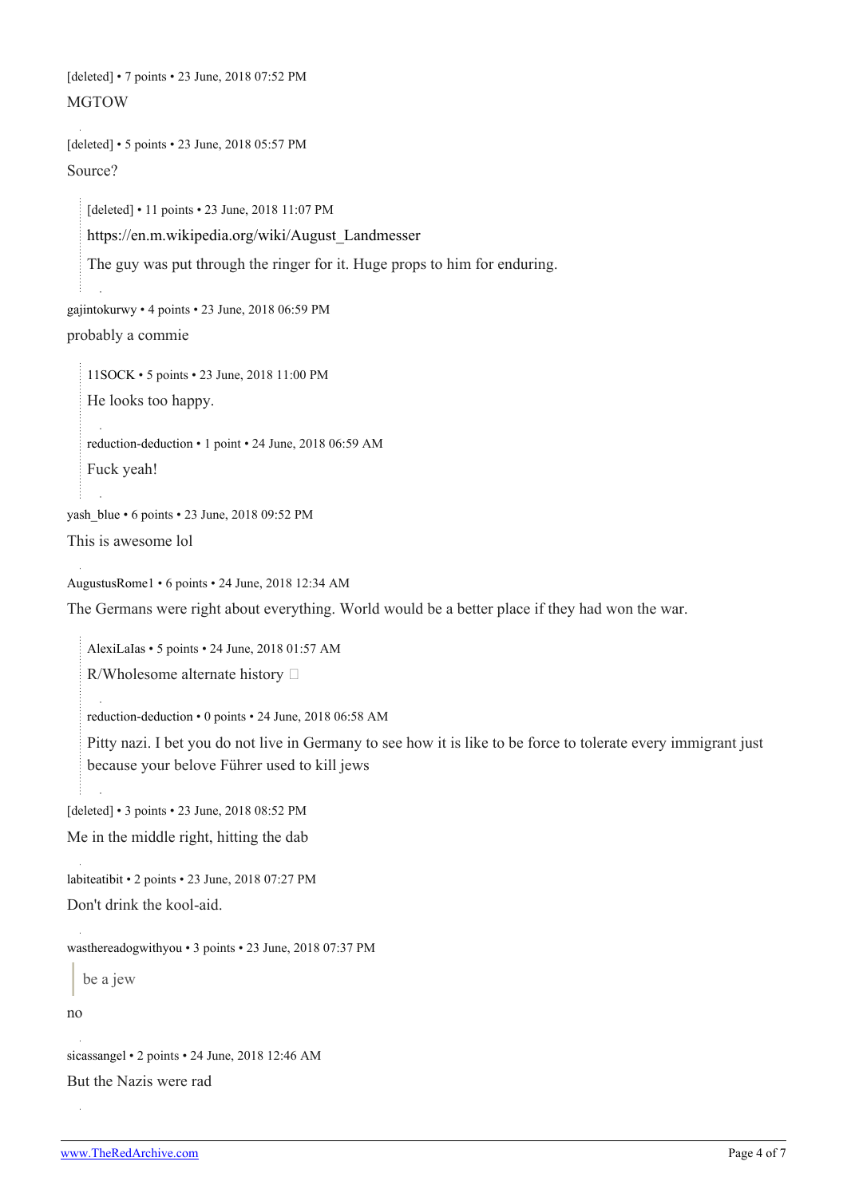[deleted] • 7 points • 23 June, 2018 07:52 PM

MGTOW

[deleted] • 5 points • 23 June, 2018 05:57 PM

Source?

> [deleted] • 11 points • 23 June, 2018 11:07 PM
>
> https://en.m.wikipedia.org/wiki/August_Landmesser
>
> The guy was put through the ringer for it. Huge props to him for enduring.

gajintokurwy • 4 points • 23 June, 2018 06:59 PM

probably a commie

> 11SOCK • 5 points • 23 June, 2018 11:00 PM
>
> He looks too happy.
>
> reduction-deduction • 1 point • 24 June, 2018 06:59 AM
>
> Fuck yeah!

yash_blue • 6 points • 23 June, 2018 09:52 PM

This is awesome lol

AugustusRome1 • 6 points • 24 June, 2018 12:34 AM

The Germans were right about everything. World would be a better place if they had won the war.

> AlexiLalas • 5 points • 24 June, 2018 01:57 AM
>
> R/Wholesome alternate history 
>
> reduction-deduction • 0 points • 24 June, 2018 06:58 AM
>
> Pitty nazi. I bet you do not live in Germany to see how it is like to be force to tolerate every immigrant just because your belove Führer used to kill jews

[deleted] • 3 points • 23 June, 2018 08:52 PM

Me in the middle right, hitting the dab

labiteatibit • 2 points • 23 June, 2018 07:27 PM

Don't drink the kool-aid.

wasthereadogwithyou • 3 points • 23 June, 2018 07:37 PM

> be a jew

no

sicassangel • 2 points • 24 June, 2018 12:46 AM

But the Nazis were rad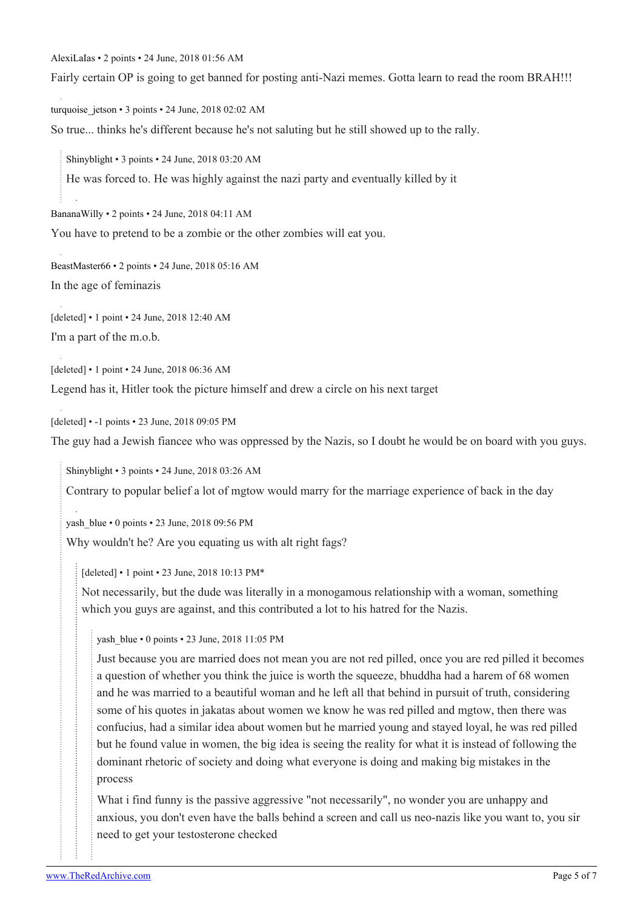AlexiLaIas • 2 points • 24 June, 2018 01:56 AM

Fairly certain OP is going to get banned for posting anti-Nazi memes. Gotta learn to read the room BRAH!!!

turquoise_jetson • 3 points • 24 June, 2018 02:02 AM

So true... thinks he's different because he's not saluting but he still showed up to the rally.

> Shinyblight • 3 points • 24 June, 2018 03:20 AM
>
> He was forced to. He was highly against the nazi party and eventually killed by it

BananaWilly • 2 points • 24 June, 2018 04:11 AM

You have to pretend to be a zombie or the other zombies will eat you.

BeastMaster66 • 2 points • 24 June, 2018 05:16 AM

In the age of feminazis

[deleted] • 1 point • 24 June, 2018 12:40 AM

I'm a part of the m.o.b.

[deleted] • 1 point • 24 June, 2018 06:36 AM

Legend has it, Hitler took the picture himself and drew a circle on his next target

[deleted] • -1 points • 23 June, 2018 09:05 PM

The guy had a Jewish fiancee who was oppressed by the Nazis, so I doubt he would be on board with you guys.

> Shinyblight • 3 points • 24 June, 2018 03:26 AM
>
> Contrary to popular belief a lot of mgtow would marry for the marriage experience of back in the day

> yash_blue • 0 points • 23 June, 2018 09:56 PM
>
> Why wouldn't he? Are you equating us with alt right fags?
>
>> [deleted] • 1 point • 23 June, 2018 10:13 PM*
>>
>> Not necessarily, but the dude was literally in a monogamous relationship with a woman, something which you guys are against, and this contributed a lot to his hatred for the Nazis.
>>
>>> yash_blue • 0 points • 23 June, 2018 11:05 PM
>>>
>>> Just because you are married does not mean you are not red pilled, once you are red pilled it becomes a question of whether you think the juice is worth the squeeze, bhuddha had a harem of 68 women and he was married to a beautiful woman and he left all that behind in pursuit of truth, considering some of his quotes in jakatas about women we know he was red pilled and mgtow, then there was confucius, had a similar idea about women but he married young and stayed loyal, he was red pilled but he found value in women, the big idea is seeing the reality for what it is instead of following the dominant rhetoric of society and doing what everyone is doing and making big mistakes in the process
>>>
>>> What i find funny is the passive aggressive "not necessarily", no wonder you are unhappy and anxious, you don't even have the balls behind a screen and call us neo-nazis like you want to, you sir need to get your testosterone checked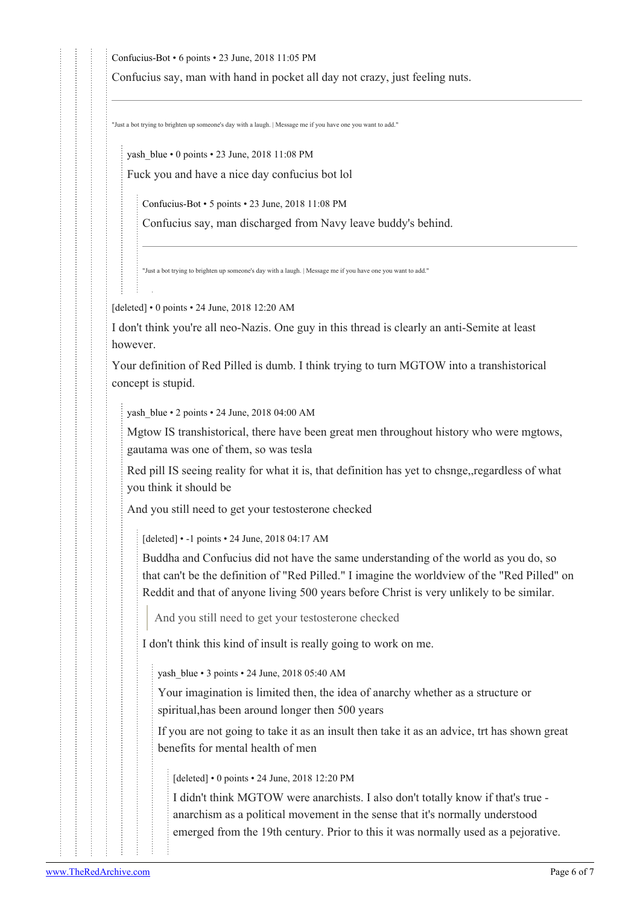Confucius-Bot • 6 points • 23 June, 2018 11:05 PM

Confucius say, man with hand in pocket all day not crazy, just feeling nuts.

---

"Just a bot trying to brighten up someone's day with a laugh. | Message me if you have one you want to add."

> yash_blue • 0 points • 23 June, 2018 11:08 PM
>
> Fuck you and have a nice day confucius bot lol
>
> > Confucius-Bot • 5 points • 23 June, 2018 11:08 PM
> >
> > Confucius say, man discharged from Navy leave buddy's behind.
> >
> > ---
> >
> > "Just a bot trying to brighten up someone's day with a laugh. | Message me if you have one you want to add."

[deleted] • 0 points • 24 June, 2018 12:20 AM

I don't think you're all neo-Nazis. One guy in this thread is clearly an anti-Semite at least however.

Your definition of Red Pilled is dumb. I think trying to turn MGTOW into a transhistorical concept is stupid.

> yash_blue • 2 points • 24 June, 2018 04:00 AM
>
> Mgtow IS transhistorical, there have been great men throughout history who were mgtows, gautama was one of them, so was tesla
>
> Red pill IS seeing reality for what it is, that definition has yet to chsnge,,regardless of what you think it should be
>
> And you still need to get your testosterone checked
>
> > [deleted] • -1 points • 24 June, 2018 04:17 AM
> >
> > Buddha and Confucius did not have the same understanding of the world as you do, so that can't be the definition of "Red Pilled." I imagine the worldview of the "Red Pilled" on Reddit and that of anyone living 500 years before Christ is very unlikely to be similar.
> >
> > > And you still need to get your testosterone checked
> >
> > I don't think this kind of insult is really going to work on me.
> >
> > > yash_blue • 3 points • 24 June, 2018 05:40 AM
> > >
> > > Your imagination is limited then, the idea of anarchy whether as a structure or spiritual,has been around longer then 500 years
> > >
> > > If you are not going to take it as an insult then take it as an advice, trt has shown great benefits for mental health of men
> > >
> > > > [deleted] • 0 points • 24 June, 2018 12:20 PM
> > > >
> > > > I didn't think MGTOW were anarchists. I also don't totally know if that's true - anarchism as a political movement in the sense that it's normally understood emerged from the 19th century. Prior to this it was normally used as a pejorative.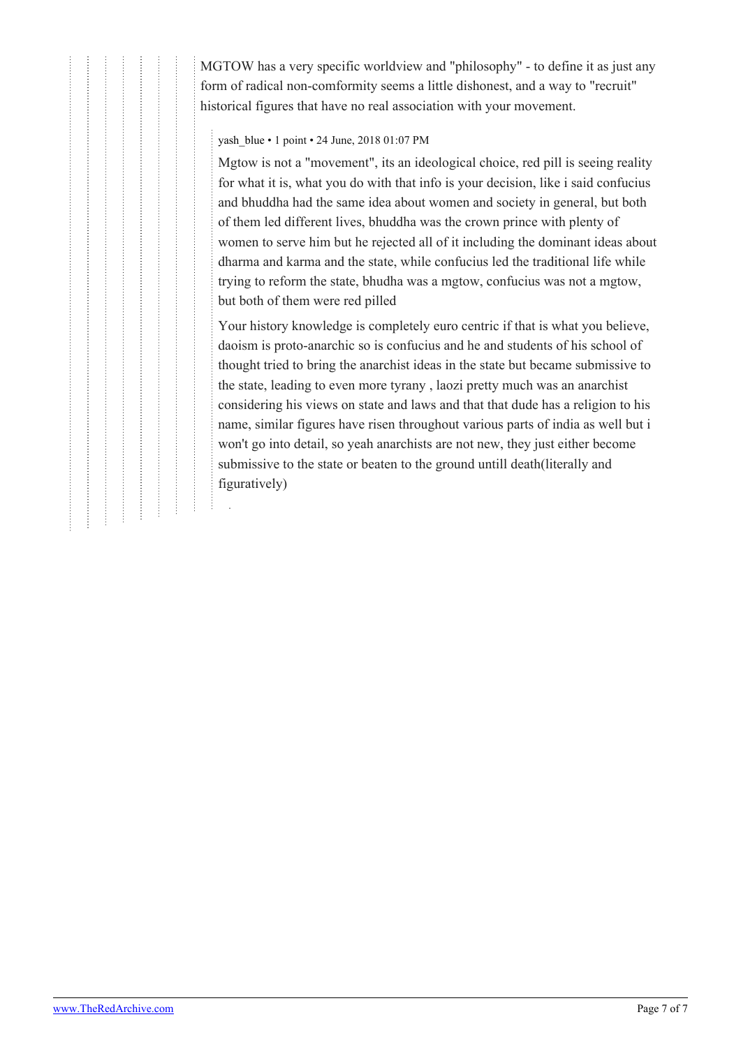MGTOW has a very specific worldview and "philosophy" - to define it as just any form of radical non-comformity seems a little dishonest, and a way to "recruit" historical figures that have no real association with your movement.

yash_blue • 1 point • 24 June, 2018 01:07 PM

Mgtow is not a "movement", its an ideological choice, red pill is seeing reality for what it is, what you do with that info is your decision, like i said confucius and bhuddha had the same idea about women and society in general, but both of them led different lives, bhuddha was the crown prince with plenty of women to serve him but he rejected all of it including the dominant ideas about dharma and karma and the state, while confucius led the traditional life while trying to reform the state, bhudha was a mgtow, confucius was not a mgtow, but both of them were red pilled

Your history knowledge is completely euro centric if that is what you believe, daoism is proto-anarchic so is confucius and he and students of his school of thought tried to bring the anarchist ideas in the state but became submissive to the state, leading to even more tyrany , laozi pretty much was an anarchist considering his views on state and laws and that that dude has a religion to his name, similar figures have risen throughout various parts of india as well but i won't go into detail, so yeah anarchists are not new, they just either become submissive to the state or beaten to the ground untill death(literally and figuratively)